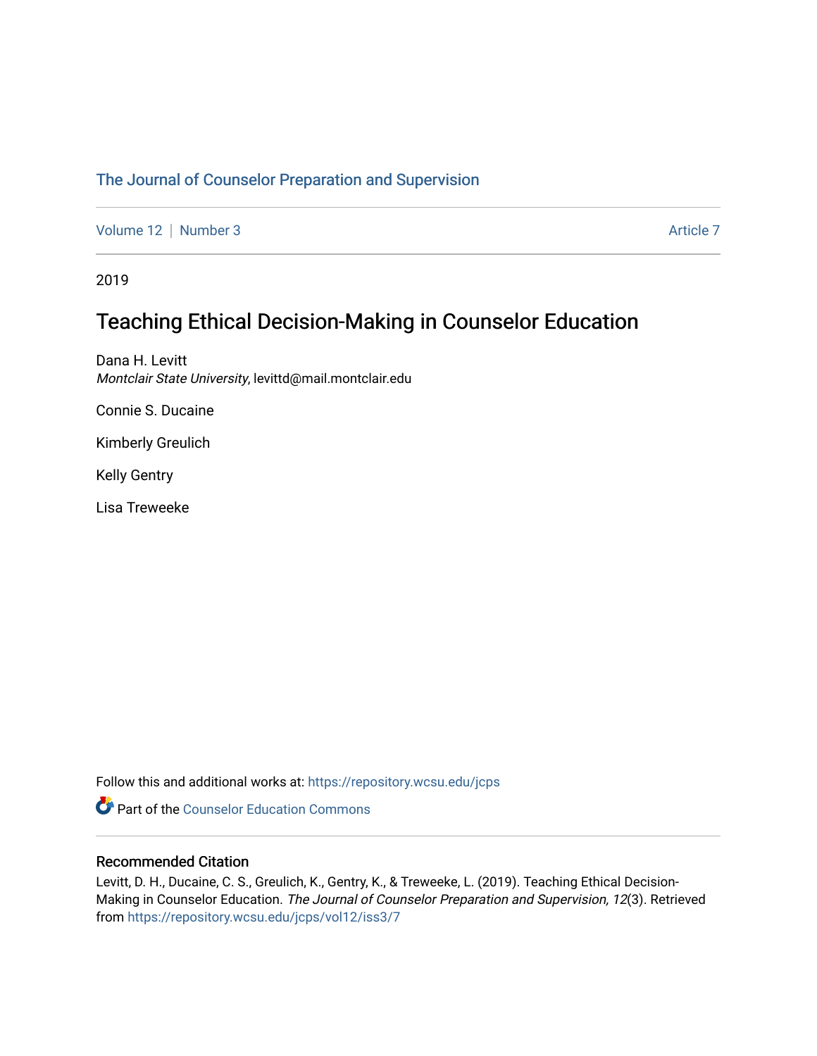The Journal of Counselor Preparation and Supervision

Volume 12 | Number 3 Article 7

2019

# Teaching Ethical Decision-Making in Counselor Education

Dana H. Levitt
*Montclair State University*, levittd@mail.montclair.edu

Connie S. Ducaine

Kimberly Greulich

Kelly Gentry

Lisa Treweeke

Follow this and additional works at: https://repository.wcsu.edu/jcps

Part of the Counselor Education Commons

## Recommended Citation

Levitt, D. H., Ducaine, C. S., Greulich, K., Gentry, K., & Treweeke, L. (2019). Teaching Ethical Decision-Making in Counselor Education. *The Journal of Counselor Preparation and Supervision, 12*(3). Retrieved from https://repository.wcsu.edu/jcps/vol12/iss3/7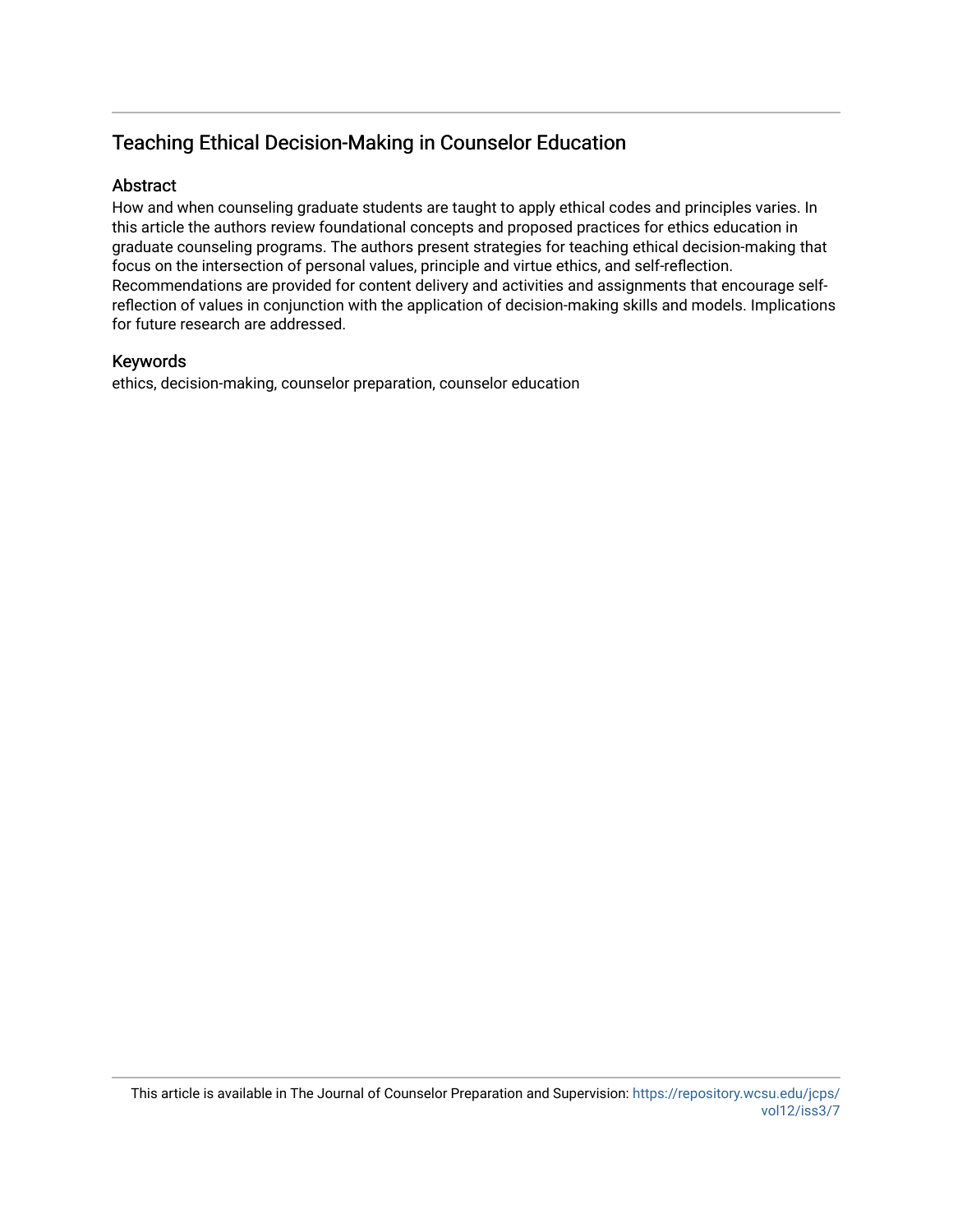# Teaching Ethical Decision-Making in Counselor Education

## Abstract

How and when counseling graduate students are taught to apply ethical codes and principles varies. In this article the authors review foundational concepts and proposed practices for ethics education in graduate counseling programs. The authors present strategies for teaching ethical decision-making that focus on the intersection of personal values, principle and virtue ethics, and self-reflection. Recommendations are provided for content delivery and activities and assignments that encourage self-reflection of values in conjunction with the application of decision-making skills and models. Implications for future research are addressed.

## Keywords

ethics, decision-making, counselor preparation, counselor education

This article is available in The Journal of Counselor Preparation and Supervision: https://repository.wcsu.edu/jcps/vol12/iss3/7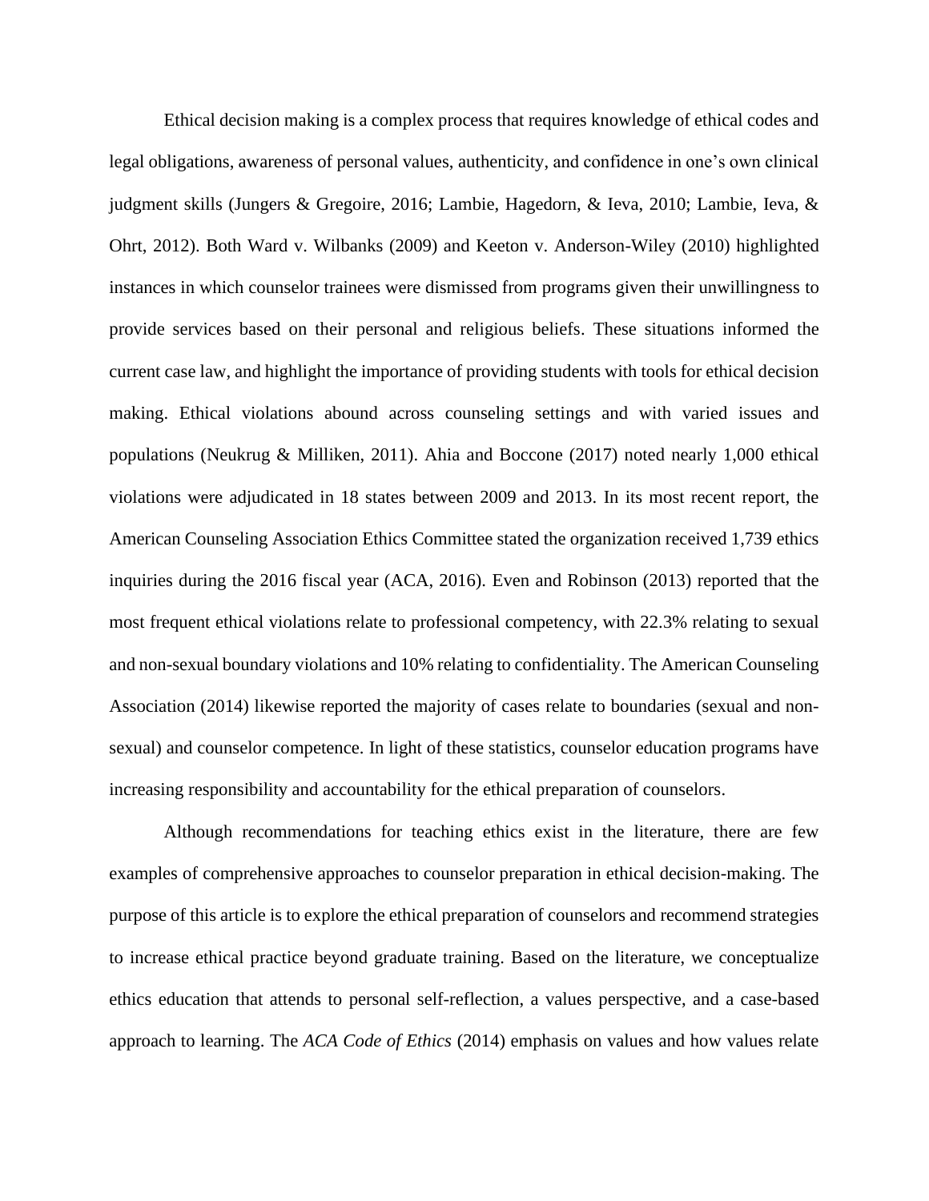Ethical decision making is a complex process that requires knowledge of ethical codes and legal obligations, awareness of personal values, authenticity, and confidence in one's own clinical judgment skills (Jungers & Gregoire, 2016; Lambie, Hagedorn, & Ieva, 2010; Lambie, Ieva, & Ohrt, 2012). Both Ward v. Wilbanks (2009) and Keeton v. Anderson-Wiley (2010) highlighted instances in which counselor trainees were dismissed from programs given their unwillingness to provide services based on their personal and religious beliefs. These situations informed the current case law, and highlight the importance of providing students with tools for ethical decision making. Ethical violations abound across counseling settings and with varied issues and populations (Neukrug & Milliken, 2011). Ahia and Boccone (2017) noted nearly 1,000 ethical violations were adjudicated in 18 states between 2009 and 2013. In its most recent report, the American Counseling Association Ethics Committee stated the organization received 1,739 ethics inquiries during the 2016 fiscal year (ACA, 2016). Even and Robinson (2013) reported that the most frequent ethical violations relate to professional competency, with 22.3% relating to sexual and non-sexual boundary violations and 10% relating to confidentiality. The American Counseling Association (2014) likewise reported the majority of cases relate to boundaries (sexual and non-sexual) and counselor competence. In light of these statistics, counselor education programs have increasing responsibility and accountability for the ethical preparation of counselors.

Although recommendations for teaching ethics exist in the literature, there are few examples of comprehensive approaches to counselor preparation in ethical decision-making. The purpose of this article is to explore the ethical preparation of counselors and recommend strategies to increase ethical practice beyond graduate training. Based on the literature, we conceptualize ethics education that attends to personal self-reflection, a values perspective, and a case-based approach to learning. The *ACA Code of Ethics* (2014) emphasis on values and how values relate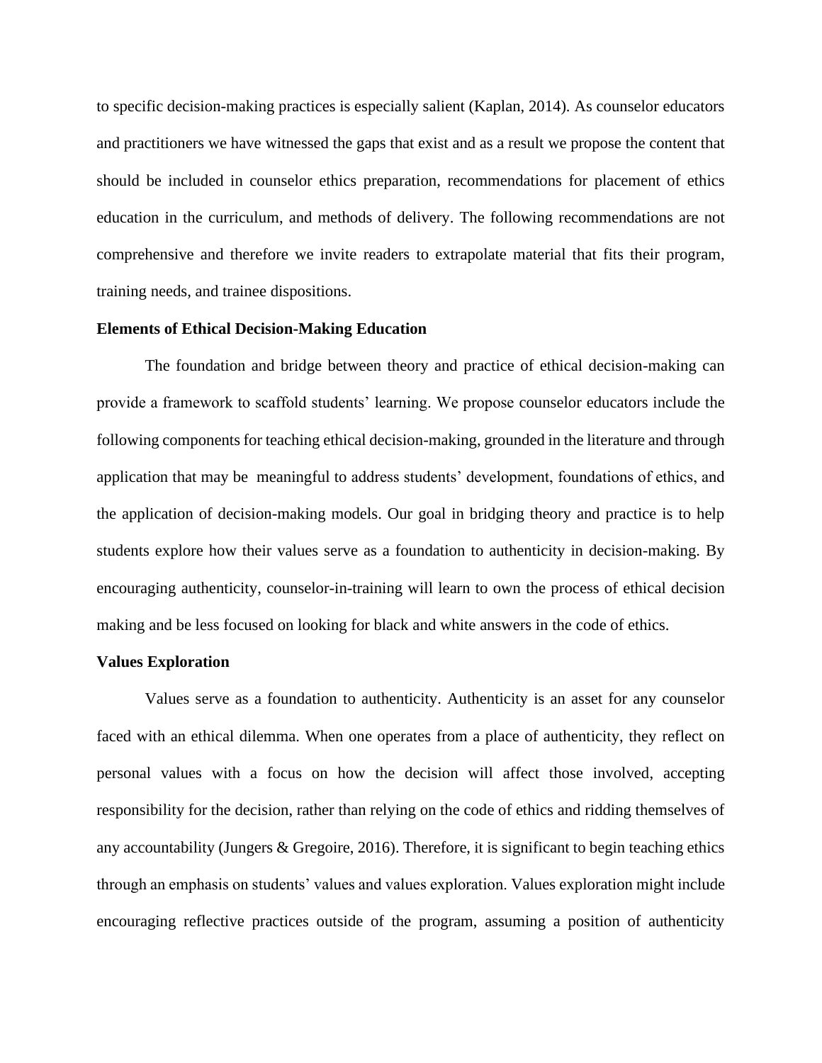to specific decision-making practices is especially salient (Kaplan, 2014). As counselor educators and practitioners we have witnessed the gaps that exist and as a result we propose the content that should be included in counselor ethics preparation, recommendations for placement of ethics education in the curriculum, and methods of delivery. The following recommendations are not comprehensive and therefore we invite readers to extrapolate material that fits their program, training needs, and trainee dispositions.

**Elements of Ethical Decision-Making Education**

The foundation and bridge between theory and practice of ethical decision-making can provide a framework to scaffold students' learning. We propose counselor educators include the following components for teaching ethical decision-making, grounded in the literature and through application that may be meaningful to address students' development, foundations of ethics, and the application of decision-making models. Our goal in bridging theory and practice is to help students explore how their values serve as a foundation to authenticity in decision-making. By encouraging authenticity, counselor-in-training will learn to own the process of ethical decision making and be less focused on looking for black and white answers in the code of ethics.

**Values Exploration**

Values serve as a foundation to authenticity. Authenticity is an asset for any counselor faced with an ethical dilemma. When one operates from a place of authenticity, they reflect on personal values with a focus on how the decision will affect those involved, accepting responsibility for the decision, rather than relying on the code of ethics and ridding themselves of any accountability (Jungers & Gregoire, 2016). Therefore, it is significant to begin teaching ethics through an emphasis on students' values and values exploration. Values exploration might include encouraging reflective practices outside of the program, assuming a position of authenticity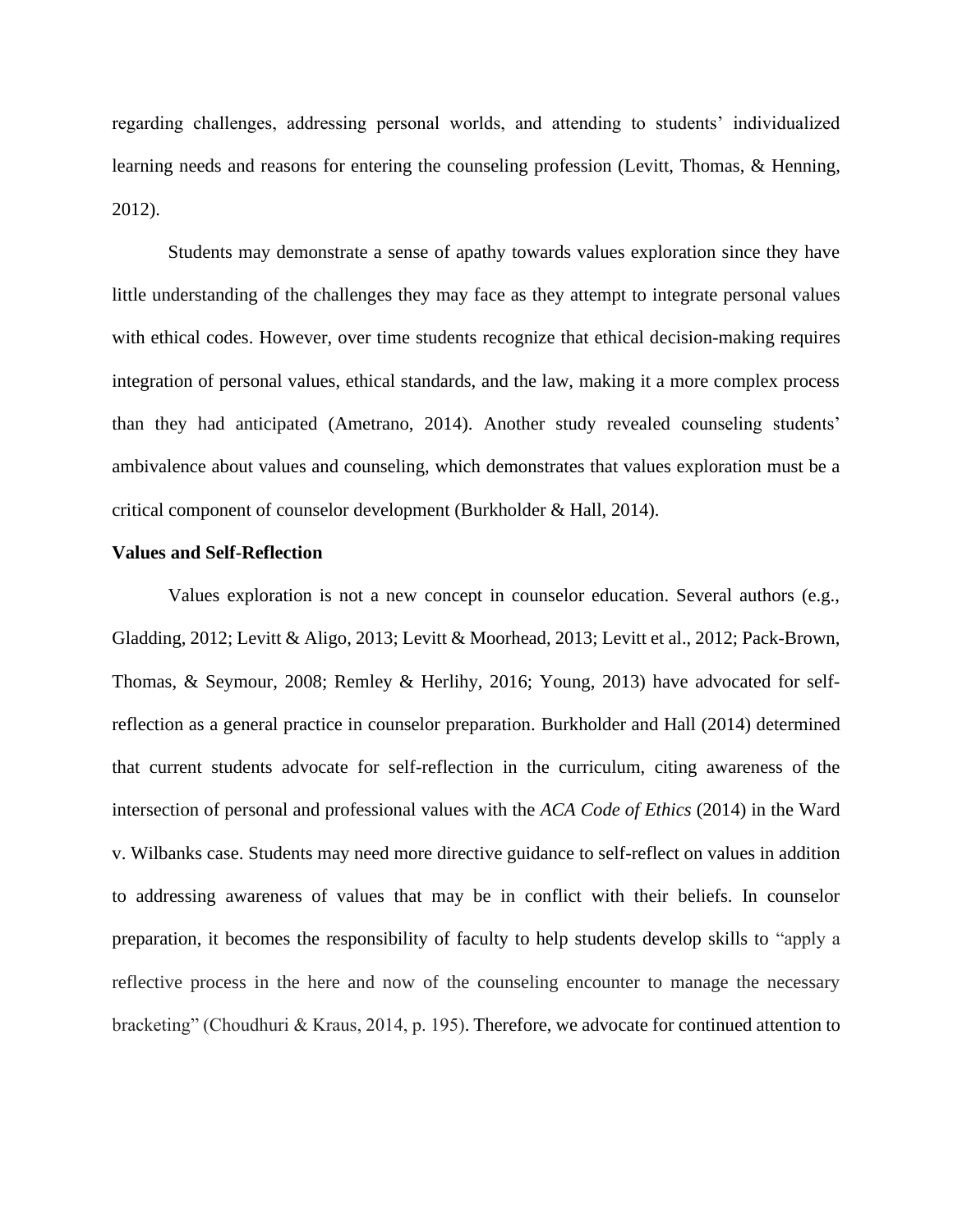regarding challenges, addressing personal worlds, and attending to students' individualized learning needs and reasons for entering the counseling profession (Levitt, Thomas, & Henning, 2012).

Students may demonstrate a sense of apathy towards values exploration since they have little understanding of the challenges they may face as they attempt to integrate personal values with ethical codes. However, over time students recognize that ethical decision-making requires integration of personal values, ethical standards, and the law, making it a more complex process than they had anticipated (Ametrano, 2014). Another study revealed counseling students' ambivalence about values and counseling, which demonstrates that values exploration must be a critical component of counselor development (Burkholder & Hall, 2014).

**Values and Self-Reflection**

Values exploration is not a new concept in counselor education. Several authors (e.g., Gladding, 2012; Levitt & Aligo, 2013; Levitt & Moorhead, 2013; Levitt et al., 2012; Pack-Brown, Thomas, & Seymour, 2008; Remley & Herlihy, 2016; Young, 2013) have advocated for self-reflection as a general practice in counselor preparation. Burkholder and Hall (2014) determined that current students advocate for self-reflection in the curriculum, citing awareness of the intersection of personal and professional values with the *ACA Code of Ethics* (2014) in the Ward v. Wilbanks case. Students may need more directive guidance to self-reflect on values in addition to addressing awareness of values that may be in conflict with their beliefs. In counselor preparation, it becomes the responsibility of faculty to help students develop skills to "apply a reflective process in the here and now of the counseling encounter to manage the necessary bracketing" (Choudhuri & Kraus, 2014, p. 195). Therefore, we advocate for continued attention to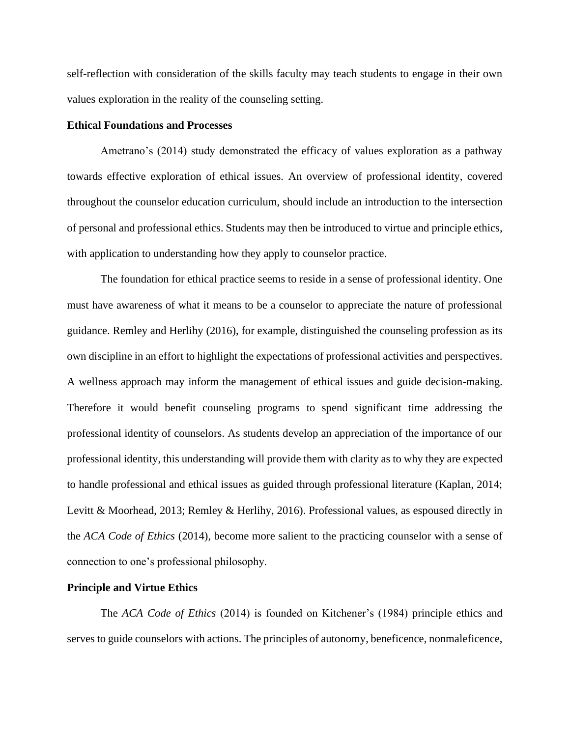self-reflection with consideration of the skills faculty may teach students to engage in their own values exploration in the reality of the counseling setting.

## Ethical Foundations and Processes

Ametrano's (2014) study demonstrated the efficacy of values exploration as a pathway towards effective exploration of ethical issues. An overview of professional identity, covered throughout the counselor education curriculum, should include an introduction to the intersection of personal and professional ethics. Students may then be introduced to virtue and principle ethics, with application to understanding how they apply to counselor practice.

The foundation for ethical practice seems to reside in a sense of professional identity. One must have awareness of what it means to be a counselor to appreciate the nature of professional guidance. Remley and Herlihy (2016), for example, distinguished the counseling profession as its own discipline in an effort to highlight the expectations of professional activities and perspectives. A wellness approach may inform the management of ethical issues and guide decision-making. Therefore it would benefit counseling programs to spend significant time addressing the professional identity of counselors. As students develop an appreciation of the importance of our professional identity, this understanding will provide them with clarity as to why they are expected to handle professional and ethical issues as guided through professional literature (Kaplan, 2014; Levitt & Moorhead, 2013; Remley & Herlihy, 2016). Professional values, as espoused directly in the *ACA Code of Ethics* (2014), become more salient to the practicing counselor with a sense of connection to one's professional philosophy.

## Principle and Virtue Ethics

The *ACA Code of Ethics* (2014) is founded on Kitchener's (1984) principle ethics and serves to guide counselors with actions. The principles of autonomy, beneficence, nonmaleficence,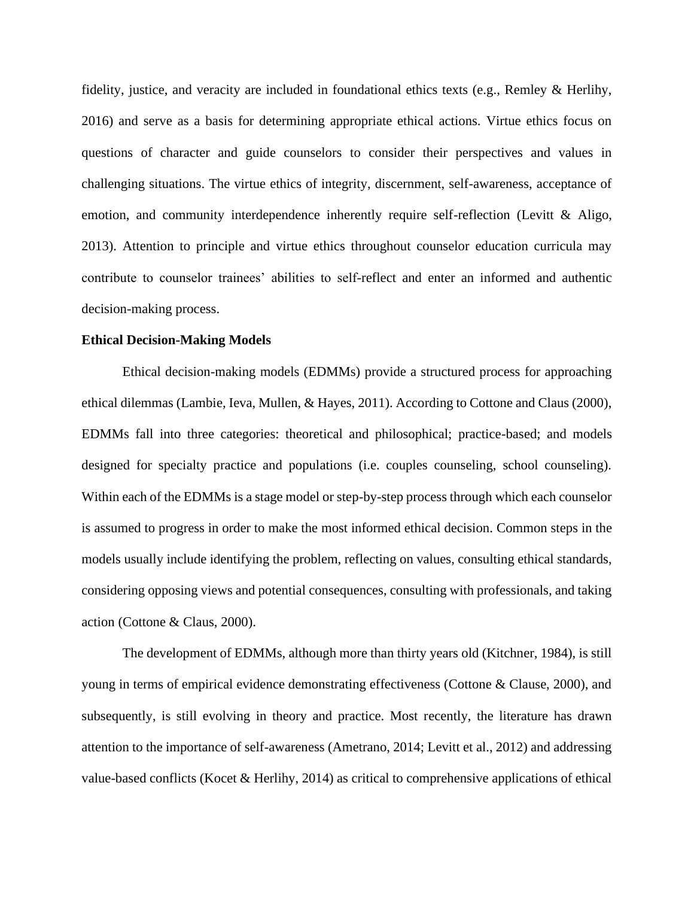fidelity, justice, and veracity are included in foundational ethics texts (e.g., Remley & Herlihy, 2016) and serve as a basis for determining appropriate ethical actions. Virtue ethics focus on questions of character and guide counselors to consider their perspectives and values in challenging situations. The virtue ethics of integrity, discernment, self-awareness, acceptance of emotion, and community interdependence inherently require self-reflection (Levitt & Aligo, 2013). Attention to principle and virtue ethics throughout counselor education curricula may contribute to counselor trainees' abilities to self-reflect and enter an informed and authentic decision-making process.

**Ethical Decision-Making Models**

Ethical decision-making models (EDMMs) provide a structured process for approaching ethical dilemmas (Lambie, Ieva, Mullen, & Hayes, 2011). According to Cottone and Claus (2000), EDMMs fall into three categories: theoretical and philosophical; practice-based; and models designed for specialty practice and populations (i.e. couples counseling, school counseling). Within each of the EDMMs is a stage model or step-by-step process through which each counselor is assumed to progress in order to make the most informed ethical decision. Common steps in the models usually include identifying the problem, reflecting on values, consulting ethical standards, considering opposing views and potential consequences, consulting with professionals, and taking action (Cottone & Claus, 2000).

The development of EDMMs, although more than thirty years old (Kitchner, 1984), is still young in terms of empirical evidence demonstrating effectiveness (Cottone & Clause, 2000), and subsequently, is still evolving in theory and practice. Most recently, the literature has drawn attention to the importance of self-awareness (Ametrano, 2014; Levitt et al., 2012) and addressing value-based conflicts (Kocet & Herlihy, 2014) as critical to comprehensive applications of ethical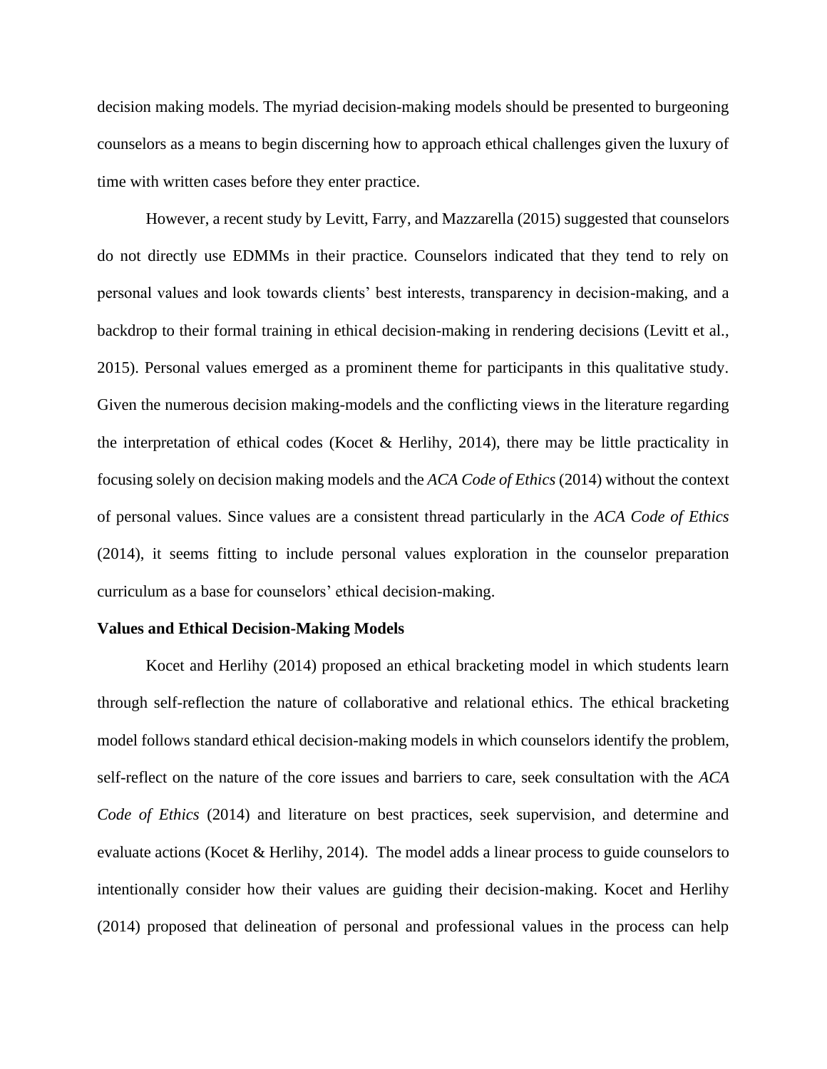decision making models. The myriad decision-making models should be presented to burgeoning counselors as a means to begin discerning how to approach ethical challenges given the luxury of time with written cases before they enter practice.

However, a recent study by Levitt, Farry, and Mazzarella (2015) suggested that counselors do not directly use EDMMs in their practice. Counselors indicated that they tend to rely on personal values and look towards clients' best interests, transparency in decision-making, and a backdrop to their formal training in ethical decision-making in rendering decisions (Levitt et al., 2015). Personal values emerged as a prominent theme for participants in this qualitative study. Given the numerous decision making-models and the conflicting views in the literature regarding the interpretation of ethical codes (Kocet & Herlihy, 2014), there may be little practicality in focusing solely on decision making models and the *ACA Code of Ethics* (2014) without the context of personal values. Since values are a consistent thread particularly in the *ACA Code of Ethics* (2014), it seems fitting to include personal values exploration in the counselor preparation curriculum as a base for counselors' ethical decision-making.

**Values and Ethical Decision-Making Models**

Kocet and Herlihy (2014) proposed an ethical bracketing model in which students learn through self-reflection the nature of collaborative and relational ethics. The ethical bracketing model follows standard ethical decision-making models in which counselors identify the problem, self-reflect on the nature of the core issues and barriers to care, seek consultation with the *ACA Code of Ethics* (2014) and literature on best practices, seek supervision, and determine and evaluate actions (Kocet & Herlihy, 2014). The model adds a linear process to guide counselors to intentionally consider how their values are guiding their decision-making. Kocet and Herlihy (2014) proposed that delineation of personal and professional values in the process can help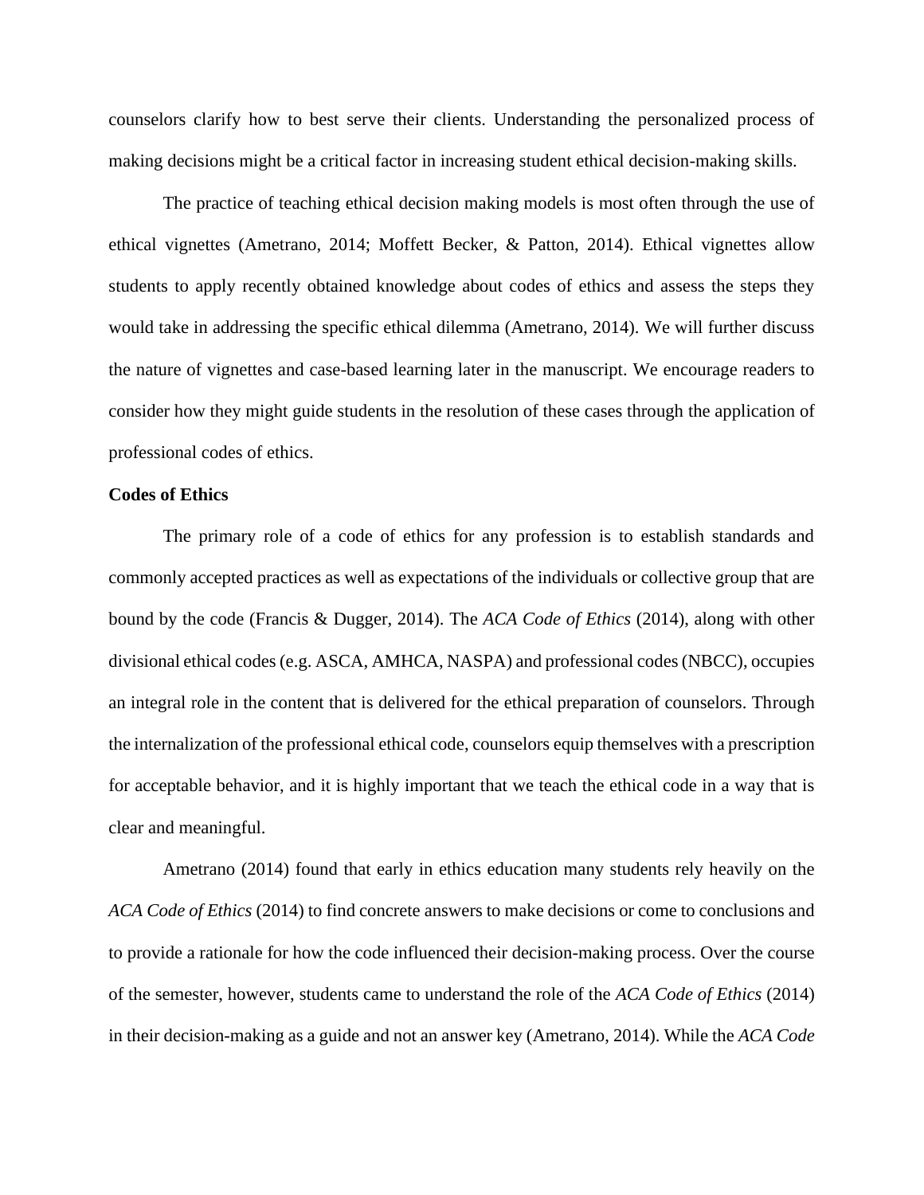counselors clarify how to best serve their clients. Understanding the personalized process of making decisions might be a critical factor in increasing student ethical decision-making skills.

The practice of teaching ethical decision making models is most often through the use of ethical vignettes (Ametrano, 2014; Moffett Becker, & Patton, 2014). Ethical vignettes allow students to apply recently obtained knowledge about codes of ethics and assess the steps they would take in addressing the specific ethical dilemma (Ametrano, 2014). We will further discuss the nature of vignettes and case-based learning later in the manuscript. We encourage readers to consider how they might guide students in the resolution of these cases through the application of professional codes of ethics.

**Codes of Ethics**

The primary role of a code of ethics for any profession is to establish standards and commonly accepted practices as well as expectations of the individuals or collective group that are bound by the code (Francis & Dugger, 2014). The *ACA Code of Ethics* (2014), along with other divisional ethical codes (e.g. ASCA, AMHCA, NASPA) and professional codes (NBCC), occupies an integral role in the content that is delivered for the ethical preparation of counselors. Through the internalization of the professional ethical code, counselors equip themselves with a prescription for acceptable behavior, and it is highly important that we teach the ethical code in a way that is clear and meaningful.

Ametrano (2014) found that early in ethics education many students rely heavily on the *ACA Code of Ethics* (2014) to find concrete answers to make decisions or come to conclusions and to provide a rationale for how the code influenced their decision-making process. Over the course of the semester, however, students came to understand the role of the *ACA Code of Ethics* (2014) in their decision-making as a guide and not an answer key (Ametrano, 2014). While the *ACA Code*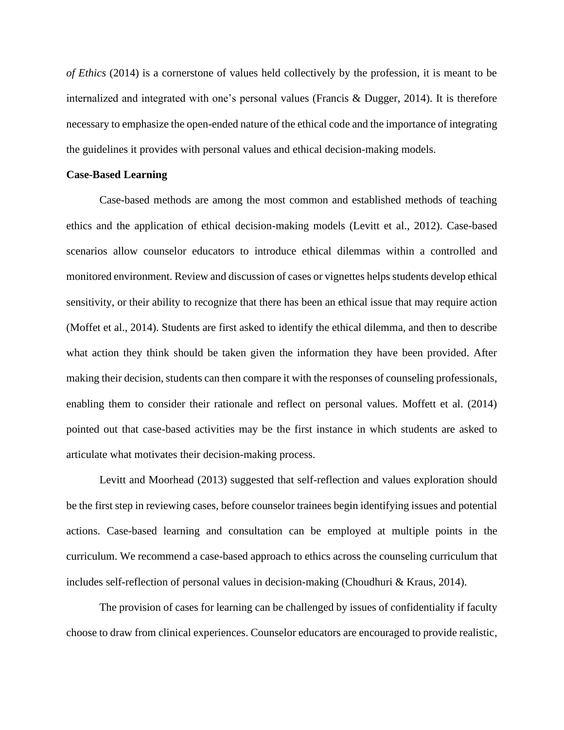*of Ethics* (2014) is a cornerstone of values held collectively by the profession, it is meant to be internalized and integrated with one's personal values (Francis & Dugger, 2014). It is therefore necessary to emphasize the open-ended nature of the ethical code and the importance of integrating the guidelines it provides with personal values and ethical decision-making models.

**Case-Based Learning**

Case-based methods are among the most common and established methods of teaching ethics and the application of ethical decision-making models (Levitt et al., 2012). Case-based scenarios allow counselor educators to introduce ethical dilemmas within a controlled and monitored environment. Review and discussion of cases or vignettes helps students develop ethical sensitivity, or their ability to recognize that there has been an ethical issue that may require action (Moffet et al., 2014). Students are first asked to identify the ethical dilemma, and then to describe what action they think should be taken given the information they have been provided. After making their decision, students can then compare it with the responses of counseling professionals, enabling them to consider their rationale and reflect on personal values. Moffett et al. (2014) pointed out that case-based activities may be the first instance in which students are asked to articulate what motivates their decision-making process.

Levitt and Moorhead (2013) suggested that self-reflection and values exploration should be the first step in reviewing cases, before counselor trainees begin identifying issues and potential actions. Case-based learning and consultation can be employed at multiple points in the curriculum. We recommend a case-based approach to ethics across the counseling curriculum that includes self-reflection of personal values in decision-making (Choudhuri & Kraus, 2014).

The provision of cases for learning can be challenged by issues of confidentiality if faculty choose to draw from clinical experiences. Counselor educators are encouraged to provide realistic,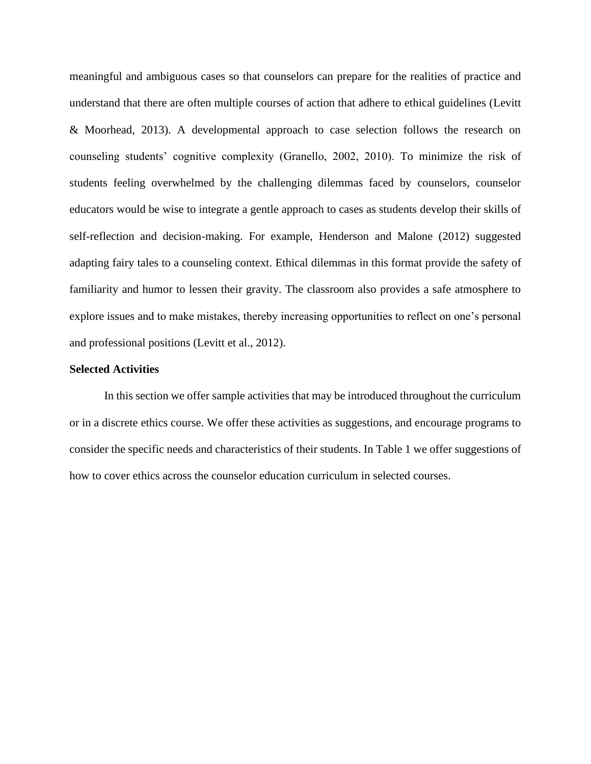meaningful and ambiguous cases so that counselors can prepare for the realities of practice and understand that there are often multiple courses of action that adhere to ethical guidelines (Levitt & Moorhead, 2013). A developmental approach to case selection follows the research on counseling students' cognitive complexity (Granello, 2002, 2010). To minimize the risk of students feeling overwhelmed by the challenging dilemmas faced by counselors, counselor educators would be wise to integrate a gentle approach to cases as students develop their skills of self-reflection and decision-making. For example, Henderson and Malone (2012) suggested adapting fairy tales to a counseling context. Ethical dilemmas in this format provide the safety of familiarity and humor to lessen their gravity. The classroom also provides a safe atmosphere to explore issues and to make mistakes, thereby increasing opportunities to reflect on one's personal and professional positions (Levitt et al., 2012).

**Selected Activities**

In this section we offer sample activities that may be introduced throughout the curriculum or in a discrete ethics course. We offer these activities as suggestions, and encourage programs to consider the specific needs and characteristics of their students. In Table 1 we offer suggestions of how to cover ethics across the counselor education curriculum in selected courses.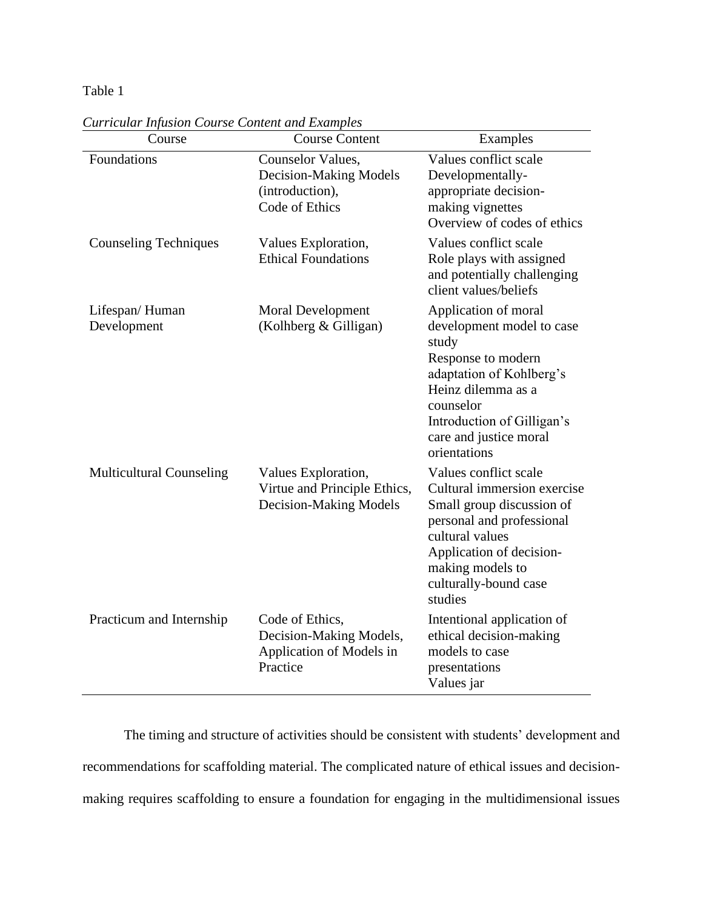Table 1

*Curricular Infusion Course Content and Examples*

| Course | Course Content | Examples |
|---|---|---|
| Foundations | Counselor Values, Decision-Making Models (introduction), Code of Ethics | Values conflict scale<br>Developmentally-appropriate decision-making vignettes<br>Overview of codes of ethics |
| Counseling Techniques | Values Exploration, Ethical Foundations | Values conflict scale<br>Role plays with assigned and potentially challenging client values/beliefs |
| Lifespan/ Human Development | Moral Development (Kolhberg & Gilligan) | Application of moral development model to case study<br>Response to modern adaptation of Kohlberg's Heinz dilemma as a counselor<br>Introduction of Gilligan's care and justice moral orientations |
| Multicultural Counseling | Values Exploration, Virtue and Principle Ethics, Decision-Making Models | Values conflict scale<br>Cultural immersion exercise<br>Small group discussion of personal and professional cultural values<br>Application of decision-making models to culturally-bound case studies |
| Practicum and Internship | Code of Ethics, Decision-Making Models, Application of Models in Practice | Intentional application of ethical decision-making models to case presentations<br>Values jar |

The timing and structure of activities should be consistent with students' development and recommendations for scaffolding material. The complicated nature of ethical issues and decision-making requires scaffolding to ensure a foundation for engaging in the multidimensional issues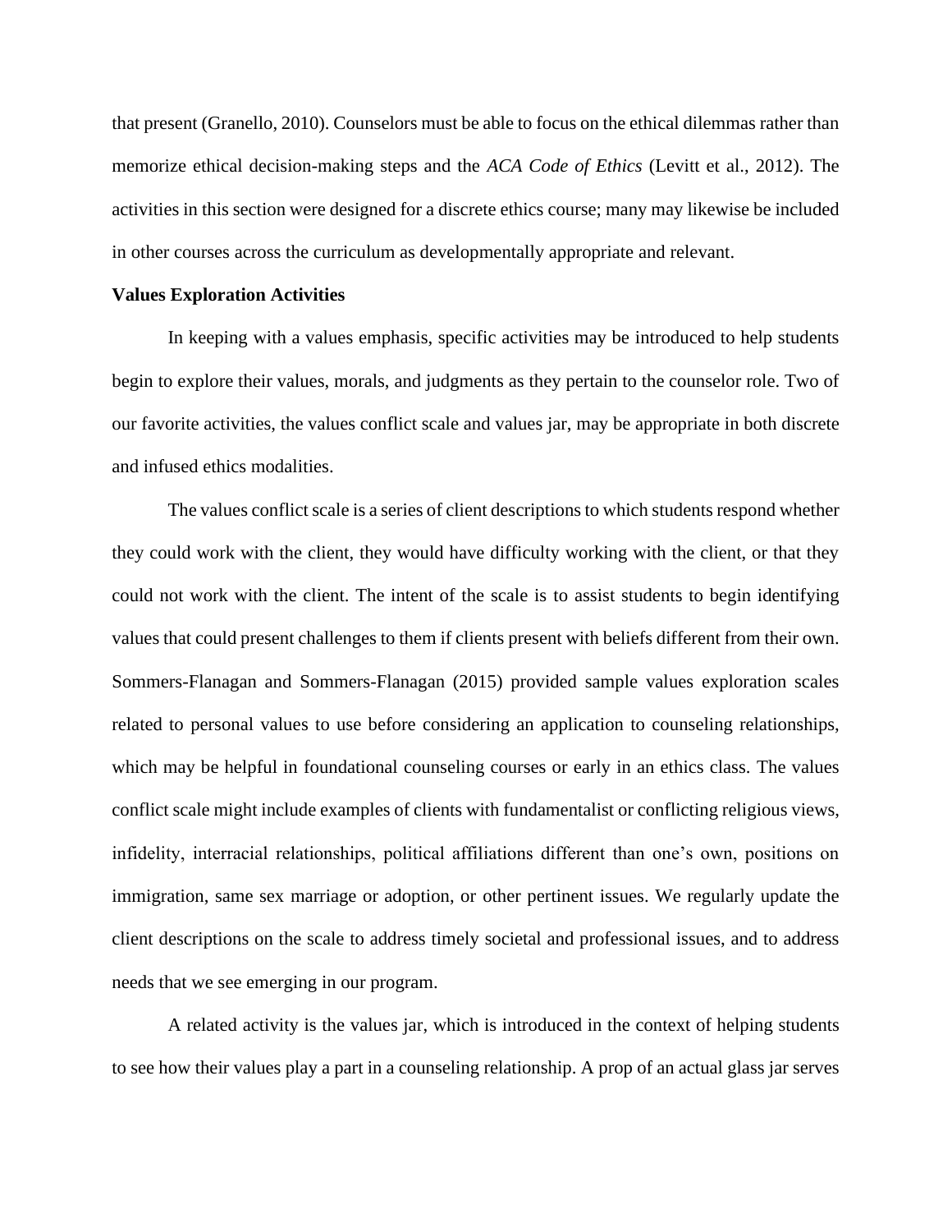that present (Granello, 2010). Counselors must be able to focus on the ethical dilemmas rather than memorize ethical decision-making steps and the *ACA Code of Ethics* (Levitt et al., 2012). The activities in this section were designed for a discrete ethics course; many may likewise be included in other courses across the curriculum as developmentally appropriate and relevant.

**Values Exploration Activities**

In keeping with a values emphasis, specific activities may be introduced to help students begin to explore their values, morals, and judgments as they pertain to the counselor role. Two of our favorite activities, the values conflict scale and values jar, may be appropriate in both discrete and infused ethics modalities.

The values conflict scale is a series of client descriptions to which students respond whether they could work with the client, they would have difficulty working with the client, or that they could not work with the client. The intent of the scale is to assist students to begin identifying values that could present challenges to them if clients present with beliefs different from their own. Sommers-Flanagan and Sommers-Flanagan (2015) provided sample values exploration scales related to personal values to use before considering an application to counseling relationships, which may be helpful in foundational counseling courses or early in an ethics class. The values conflict scale might include examples of clients with fundamentalist or conflicting religious views, infidelity, interracial relationships, political affiliations different than one's own, positions on immigration, same sex marriage or adoption, or other pertinent issues. We regularly update the client descriptions on the scale to address timely societal and professional issues, and to address needs that we see emerging in our program.

A related activity is the values jar, which is introduced in the context of helping students to see how their values play a part in a counseling relationship. A prop of an actual glass jar serves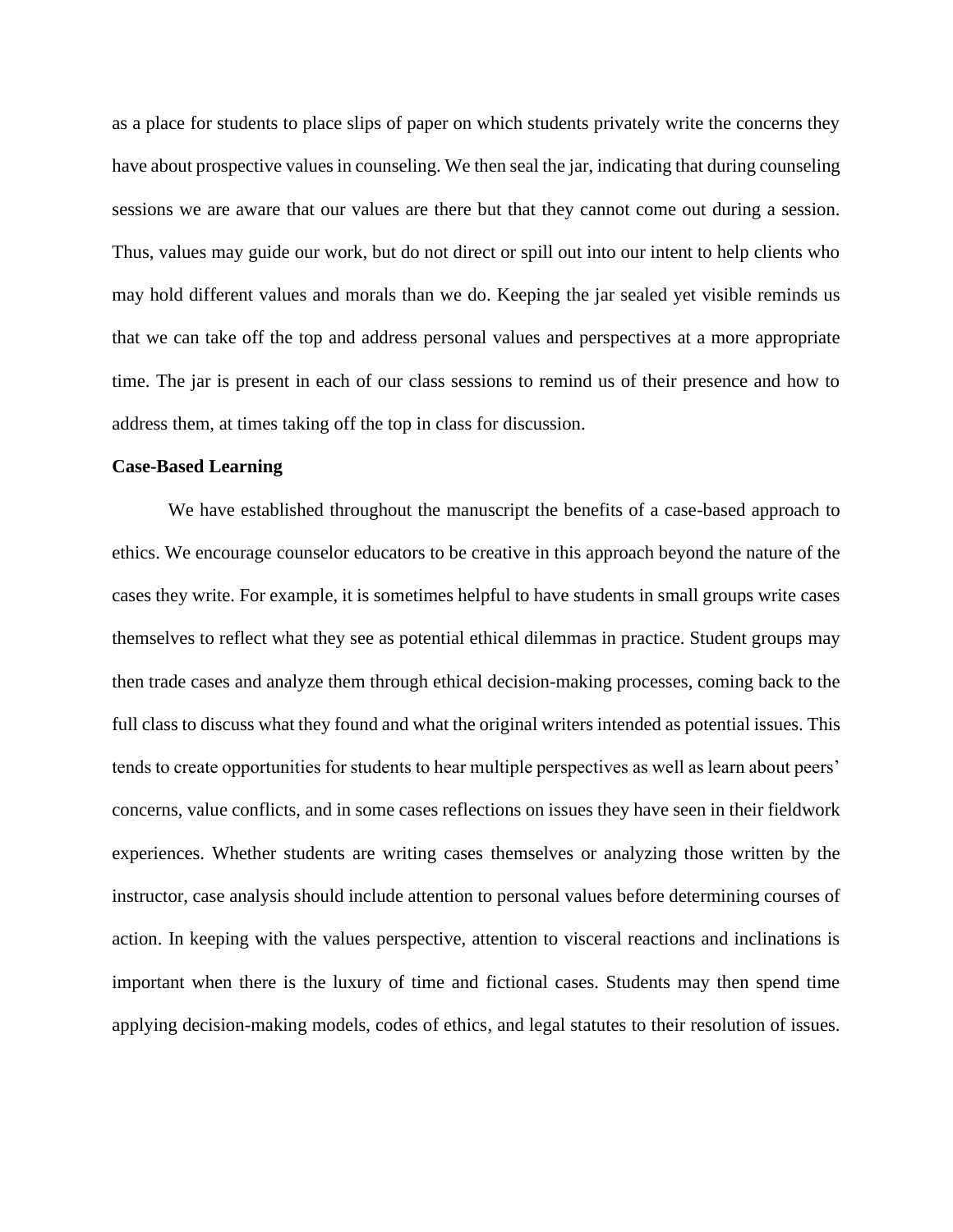as a place for students to place slips of paper on which students privately write the concerns they have about prospective values in counseling. We then seal the jar, indicating that during counseling sessions we are aware that our values are there but that they cannot come out during a session. Thus, values may guide our work, but do not direct or spill out into our intent to help clients who may hold different values and morals than we do. Keeping the jar sealed yet visible reminds us that we can take off the top and address personal values and perspectives at a more appropriate time. The jar is present in each of our class sessions to remind us of their presence and how to address them, at times taking off the top in class for discussion.

**Case-Based Learning**

We have established throughout the manuscript the benefits of a case-based approach to ethics. We encourage counselor educators to be creative in this approach beyond the nature of the cases they write. For example, it is sometimes helpful to have students in small groups write cases themselves to reflect what they see as potential ethical dilemmas in practice. Student groups may then trade cases and analyze them through ethical decision-making processes, coming back to the full class to discuss what they found and what the original writers intended as potential issues. This tends to create opportunities for students to hear multiple perspectives as well as learn about peers' concerns, value conflicts, and in some cases reflections on issues they have seen in their fieldwork experiences. Whether students are writing cases themselves or analyzing those written by the instructor, case analysis should include attention to personal values before determining courses of action. In keeping with the values perspective, attention to visceral reactions and inclinations is important when there is the luxury of time and fictional cases. Students may then spend time applying decision-making models, codes of ethics, and legal statutes to their resolution of issues.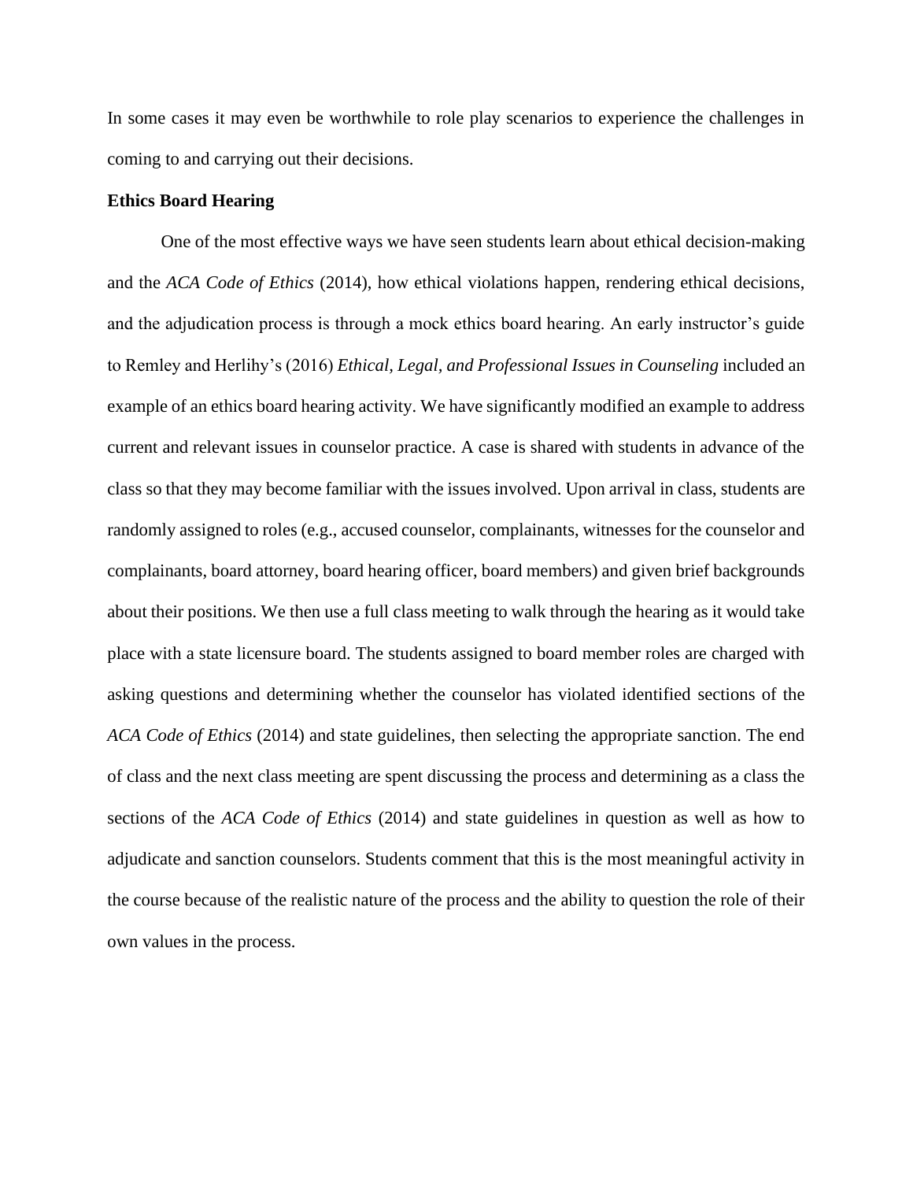In some cases it may even be worthwhile to role play scenarios to experience the challenges in coming to and carrying out their decisions.

**Ethics Board Hearing**

One of the most effective ways we have seen students learn about ethical decision-making and the *ACA Code of Ethics* (2014), how ethical violations happen, rendering ethical decisions, and the adjudication process is through a mock ethics board hearing. An early instructor's guide to Remley and Herlihy's (2016) *Ethical, Legal, and Professional Issues in Counseling* included an example of an ethics board hearing activity. We have significantly modified an example to address current and relevant issues in counselor practice. A case is shared with students in advance of the class so that they may become familiar with the issues involved. Upon arrival in class, students are randomly assigned to roles (e.g., accused counselor, complainants, witnesses for the counselor and complainants, board attorney, board hearing officer, board members) and given brief backgrounds about their positions. We then use a full class meeting to walk through the hearing as it would take place with a state licensure board. The students assigned to board member roles are charged with asking questions and determining whether the counselor has violated identified sections of the *ACA Code of Ethics* (2014) and state guidelines, then selecting the appropriate sanction. The end of class and the next class meeting are spent discussing the process and determining as a class the sections of the *ACA Code of Ethics* (2014) and state guidelines in question as well as how to adjudicate and sanction counselors. Students comment that this is the most meaningful activity in the course because of the realistic nature of the process and the ability to question the role of their own values in the process.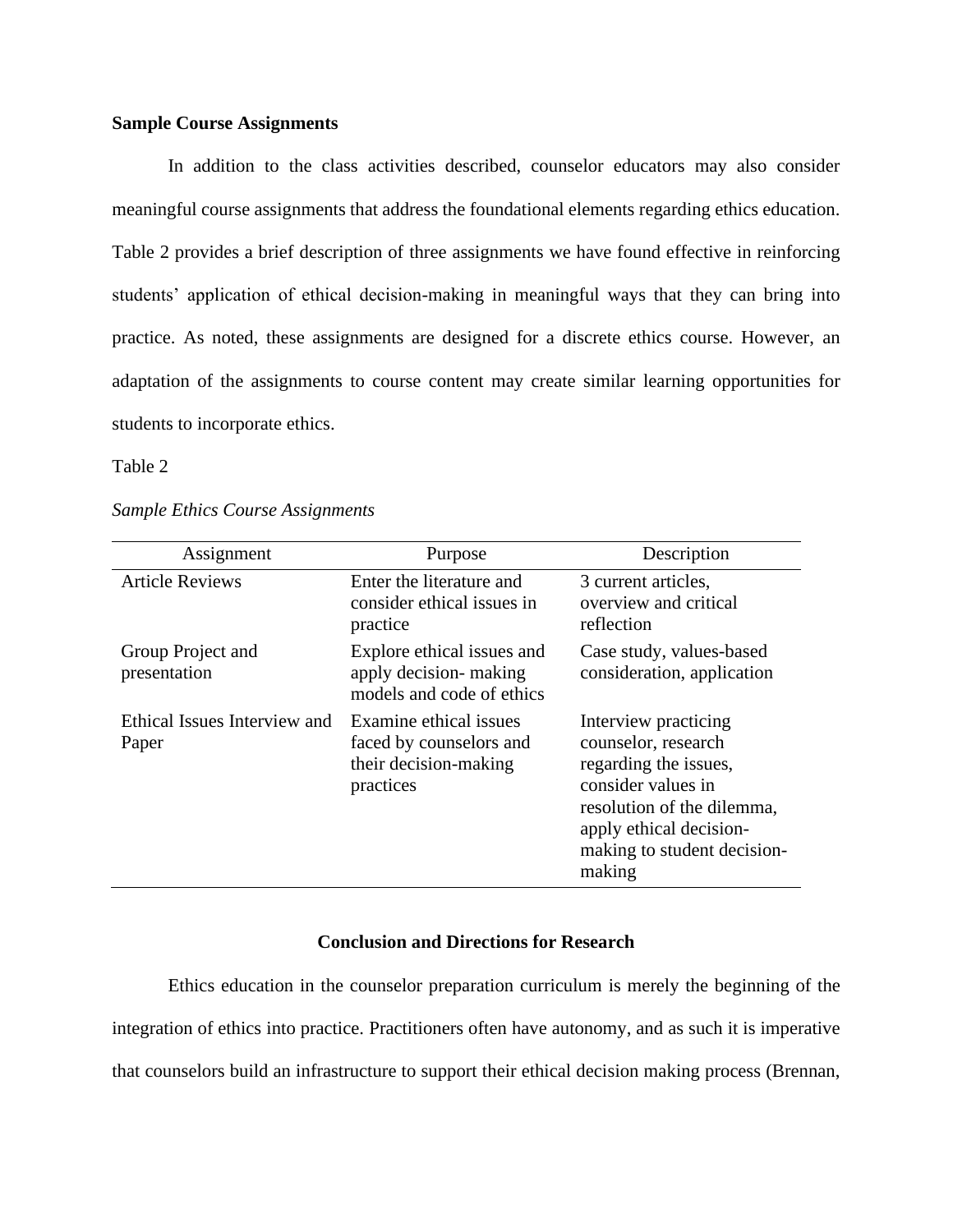**Sample Course Assignments**

In addition to the class activities described, counselor educators may also consider meaningful course assignments that address the foundational elements regarding ethics education. Table 2 provides a brief description of three assignments we have found effective in reinforcing students' application of ethical decision-making in meaningful ways that they can bring into practice. As noted, these assignments are designed for a discrete ethics course. However, an adaptation of the assignments to course content may create similar learning opportunities for students to incorporate ethics.

Table 2

*Sample Ethics Course Assignments*

| Assignment | Purpose | Description |
| --- | --- | --- |
| Article Reviews | Enter the literature and consider ethical issues in practice | 3 current articles, overview and critical reflection |
| Group Project and presentation | Explore ethical issues and apply decision- making models and code of ethics | Case study, values-based consideration, application |
| Ethical Issues Interview and Paper | Examine ethical issues faced by counselors and their decision-making practices | Interview practicing counselor, research regarding the issues, consider values in resolution of the dilemma, apply ethical decision-making to student decision-making |

## Conclusion and Directions for Research

Ethics education in the counselor preparation curriculum is merely the beginning of the integration of ethics into practice. Practitioners often have autonomy, and as such it is imperative that counselors build an infrastructure to support their ethical decision making process (Brennan,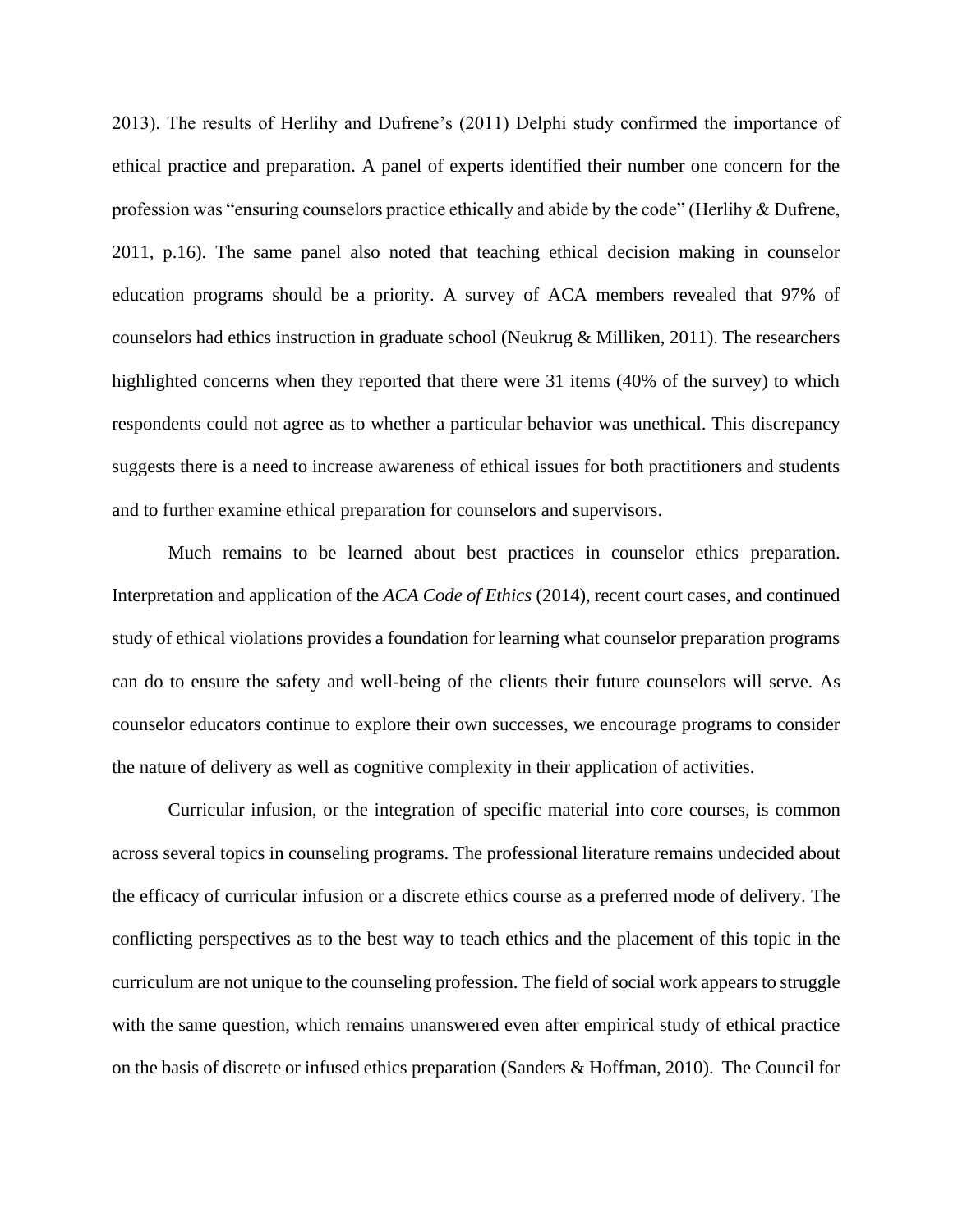2013). The results of Herlihy and Dufrene's (2011) Delphi study confirmed the importance of ethical practice and preparation. A panel of experts identified their number one concern for the profession was "ensuring counselors practice ethically and abide by the code" (Herlihy & Dufrene, 2011, p.16). The same panel also noted that teaching ethical decision making in counselor education programs should be a priority. A survey of ACA members revealed that 97% of counselors had ethics instruction in graduate school (Neukrug & Milliken, 2011). The researchers highlighted concerns when they reported that there were 31 items (40% of the survey) to which respondents could not agree as to whether a particular behavior was unethical. This discrepancy suggests there is a need to increase awareness of ethical issues for both practitioners and students and to further examine ethical preparation for counselors and supervisors.

Much remains to be learned about best practices in counselor ethics preparation. Interpretation and application of the *ACA Code of Ethics* (2014), recent court cases, and continued study of ethical violations provides a foundation for learning what counselor preparation programs can do to ensure the safety and well-being of the clients their future counselors will serve. As counselor educators continue to explore their own successes, we encourage programs to consider the nature of delivery as well as cognitive complexity in their application of activities.

Curricular infusion, or the integration of specific material into core courses, is common across several topics in counseling programs. The professional literature remains undecided about the efficacy of curricular infusion or a discrete ethics course as a preferred mode of delivery. The conflicting perspectives as to the best way to teach ethics and the placement of this topic in the curriculum are not unique to the counseling profession. The field of social work appears to struggle with the same question, which remains unanswered even after empirical study of ethical practice on the basis of discrete or infused ethics preparation (Sanders & Hoffman, 2010). The Council for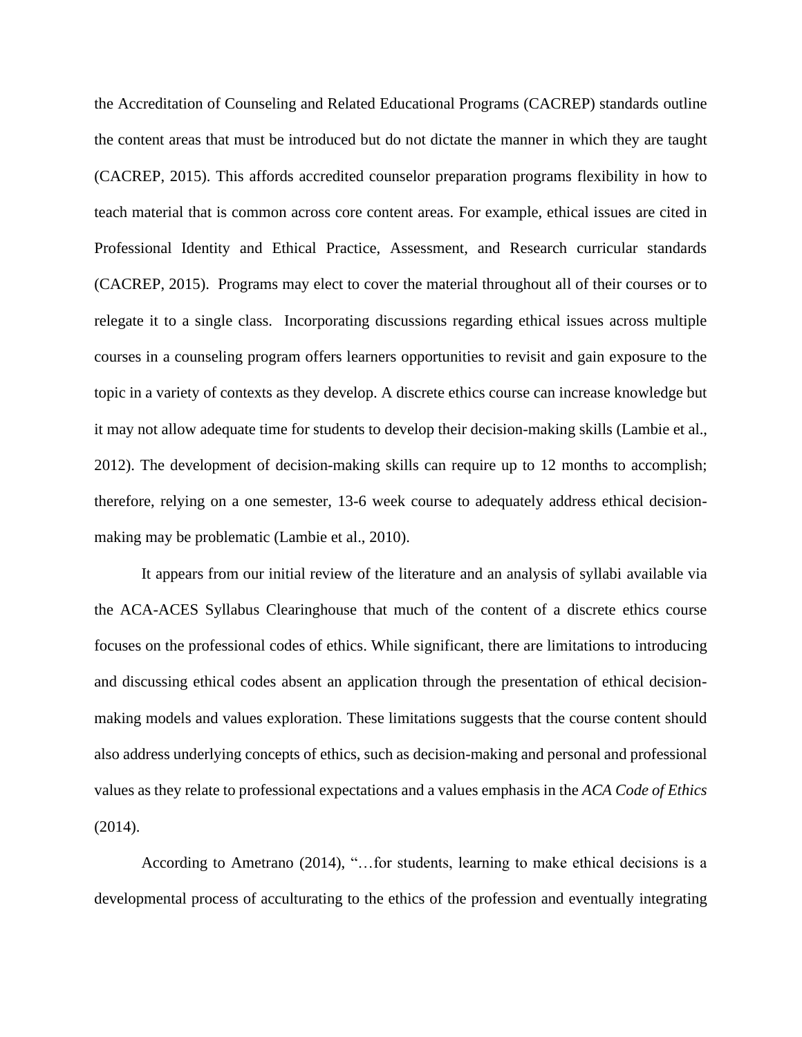the Accreditation of Counseling and Related Educational Programs (CACREP) standards outline the content areas that must be introduced but do not dictate the manner in which they are taught (CACREP, 2015). This affords accredited counselor preparation programs flexibility in how to teach material that is common across core content areas. For example, ethical issues are cited in Professional Identity and Ethical Practice, Assessment, and Research curricular standards (CACREP, 2015). Programs may elect to cover the material throughout all of their courses or to relegate it to a single class. Incorporating discussions regarding ethical issues across multiple courses in a counseling program offers learners opportunities to revisit and gain exposure to the topic in a variety of contexts as they develop. A discrete ethics course can increase knowledge but it may not allow adequate time for students to develop their decision-making skills (Lambie et al., 2012). The development of decision-making skills can require up to 12 months to accomplish; therefore, relying on a one semester, 13-6 week course to adequately address ethical decision-making may be problematic (Lambie et al., 2010).

It appears from our initial review of the literature and an analysis of syllabi available via the ACA-ACES Syllabus Clearinghouse that much of the content of a discrete ethics course focuses on the professional codes of ethics. While significant, there are limitations to introducing and discussing ethical codes absent an application through the presentation of ethical decision-making models and values exploration. These limitations suggests that the course content should also address underlying concepts of ethics, such as decision-making and personal and professional values as they relate to professional expectations and a values emphasis in the *ACA Code of Ethics* (2014).

According to Ametrano (2014), "…for students, learning to make ethical decisions is a developmental process of acculturating to the ethics of the profession and eventually integrating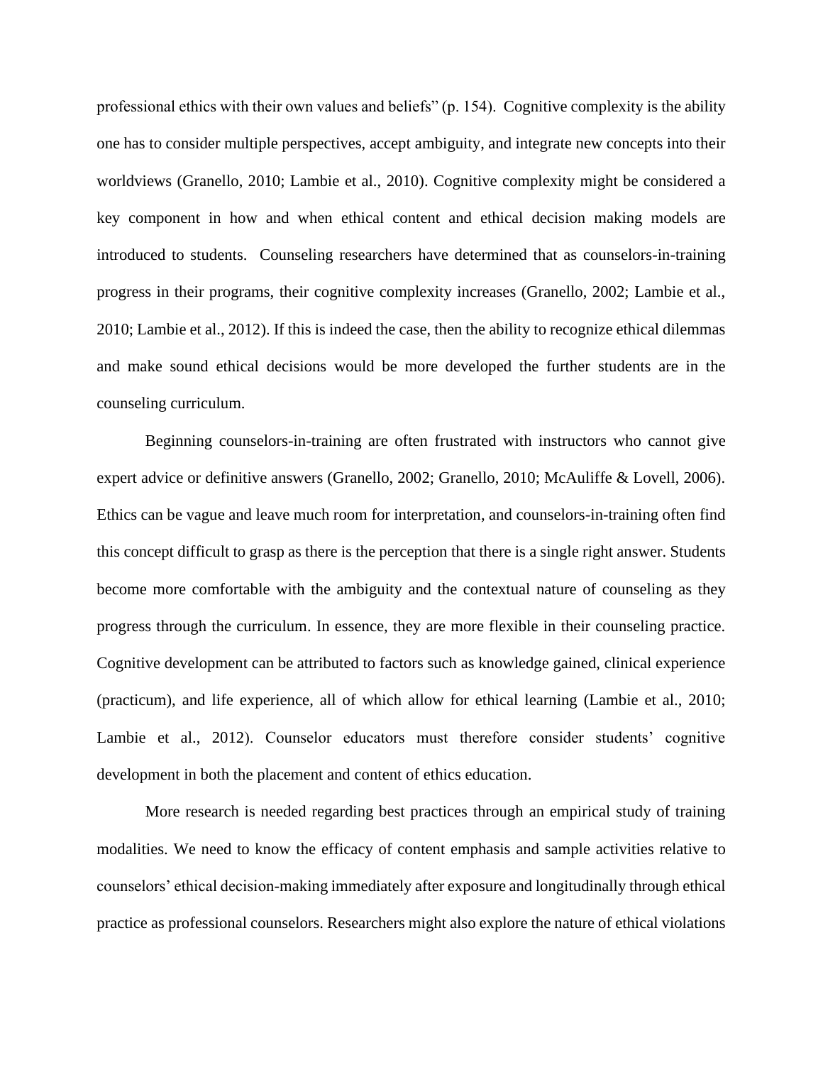professional ethics with their own values and beliefs" (p. 154). Cognitive complexity is the ability one has to consider multiple perspectives, accept ambiguity, and integrate new concepts into their worldviews (Granello, 2010; Lambie et al., 2010). Cognitive complexity might be considered a key component in how and when ethical content and ethical decision making models are introduced to students. Counseling researchers have determined that as counselors-in-training progress in their programs, their cognitive complexity increases (Granello, 2002; Lambie et al., 2010; Lambie et al., 2012). If this is indeed the case, then the ability to recognize ethical dilemmas and make sound ethical decisions would be more developed the further students are in the counseling curriculum.

Beginning counselors-in-training are often frustrated with instructors who cannot give expert advice or definitive answers (Granello, 2002; Granello, 2010; McAuliffe & Lovell, 2006). Ethics can be vague and leave much room for interpretation, and counselors-in-training often find this concept difficult to grasp as there is the perception that there is a single right answer. Students become more comfortable with the ambiguity and the contextual nature of counseling as they progress through the curriculum. In essence, they are more flexible in their counseling practice. Cognitive development can be attributed to factors such as knowledge gained, clinical experience (practicum), and life experience, all of which allow for ethical learning (Lambie et al., 2010; Lambie et al., 2012). Counselor educators must therefore consider students' cognitive development in both the placement and content of ethics education.

More research is needed regarding best practices through an empirical study of training modalities. We need to know the efficacy of content emphasis and sample activities relative to counselors' ethical decision-making immediately after exposure and longitudinally through ethical practice as professional counselors. Researchers might also explore the nature of ethical violations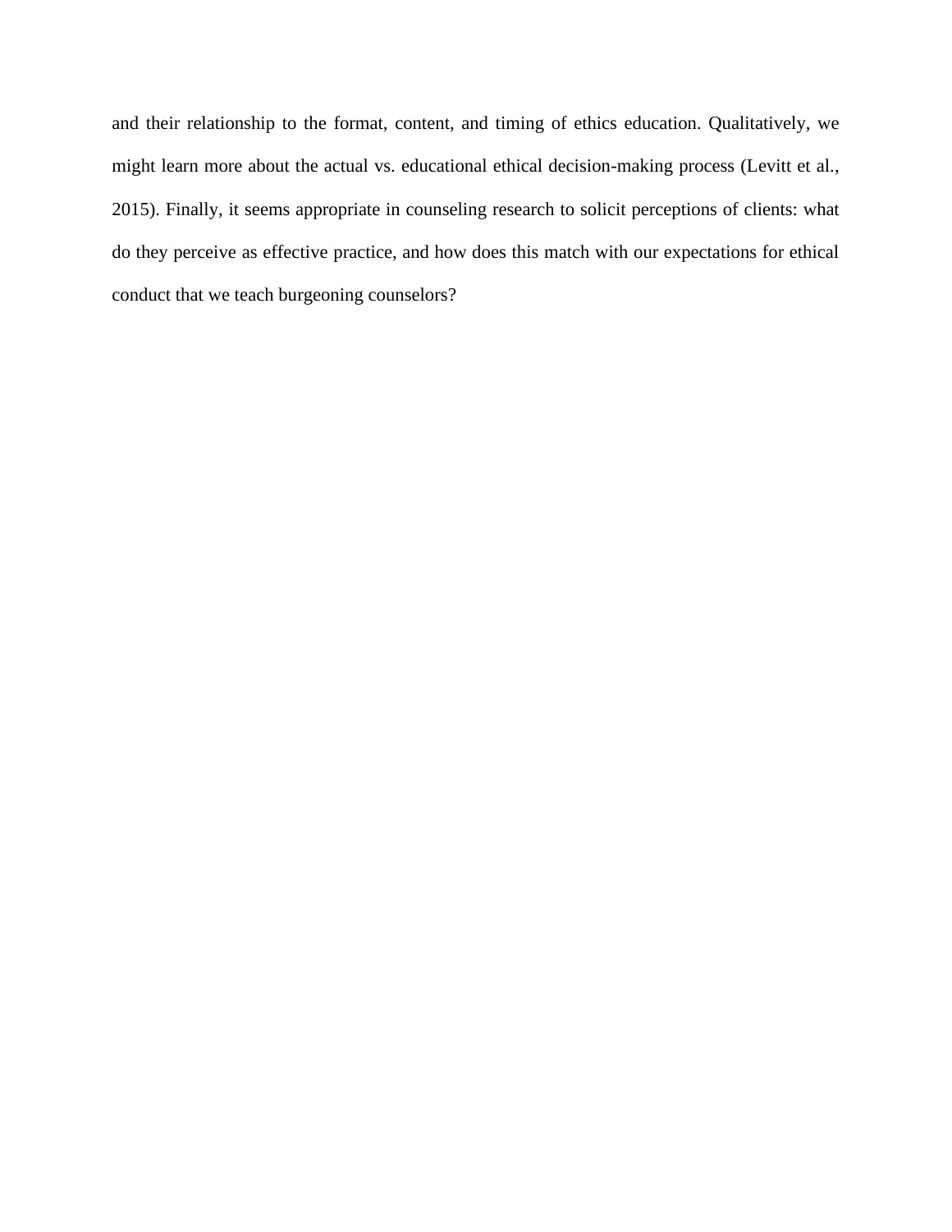and their relationship to the format, content, and timing of ethics education. Qualitatively, we might learn more about the actual vs. educational ethical decision-making process (Levitt et al., 2015). Finally, it seems appropriate in counseling research to solicit perceptions of clients: what do they perceive as effective practice, and how does this match with our expectations for ethical conduct that we teach burgeoning counselors?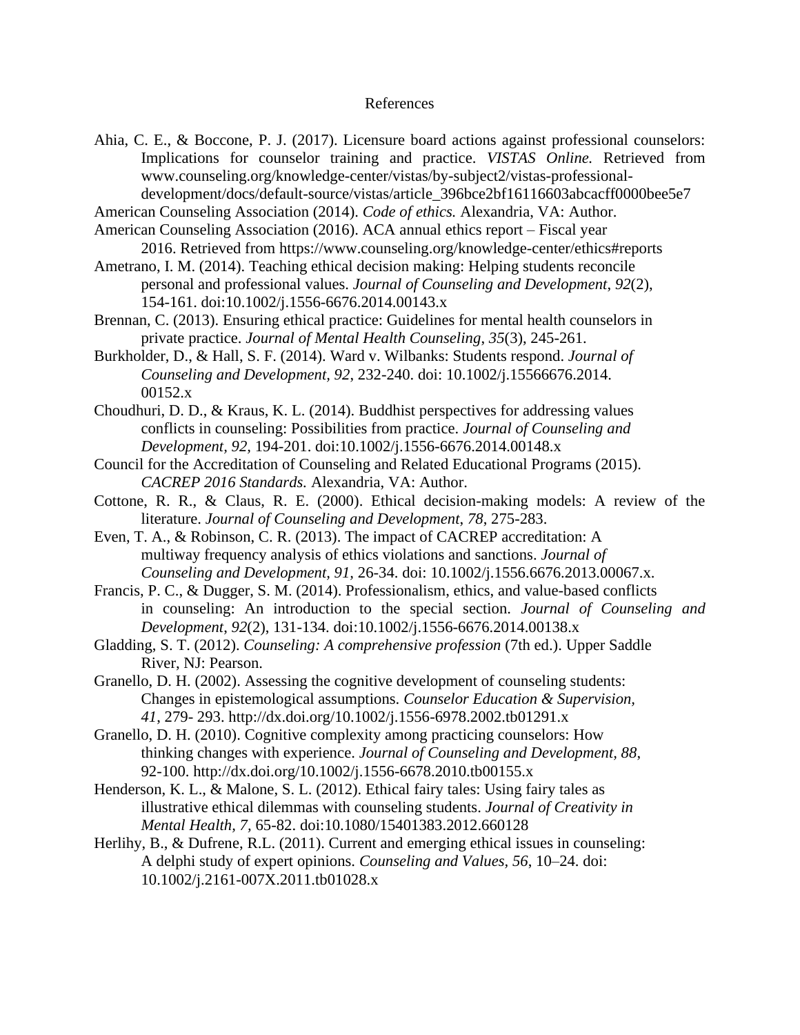# References

Ahia, C. E., & Boccone, P. J. (2017). Licensure board actions against professional counselors: Implications for counselor training and practice. *VISTAS Online.* Retrieved from www.counseling.org/knowledge-center/vistas/by-subject2/vistas-professional-development/docs/default-source/vistas/article_396bce2bf16116603abcacff0000bee5e7

American Counseling Association (2014). *Code of ethics.* Alexandria, VA: Author.

American Counseling Association (2016). ACA annual ethics report – Fiscal year 2016. Retrieved from https://www.counseling.org/knowledge-center/ethics#reports

Ametrano, I. M. (2014). Teaching ethical decision making: Helping students reconcile personal and professional values. *Journal of Counseling and Development*, *92*(2), 154-161. doi:10.1002/j.1556-6676.2014.00143.x

Brennan, C. (2013). Ensuring ethical practice: Guidelines for mental health counselors in private practice. *Journal of Mental Health Counseling*, *35*(3), 245-261.

Burkholder, D., & Hall, S. F. (2014). Ward v. Wilbanks: Students respond. *Journal of Counseling and Development, 92*, 232-240. doi: 10.1002/j.15566676.2014. 00152.x

Choudhuri, D. D., & Kraus, K. L. (2014). Buddhist perspectives for addressing values conflicts in counseling: Possibilities from practice. *Journal of Counseling and Development, 92,* 194-201. doi:10.1002/j.1556-6676.2014.00148.x

Council for the Accreditation of Counseling and Related Educational Programs (2015). *CACREP 2016 Standards.* Alexandria, VA: Author.

Cottone, R. R., & Claus, R. E. (2000). Ethical decision-making models: A review of the literature. *Journal of Counseling and Development*, *78*, 275-283.

Even, T. A., & Robinson, C. R. (2013). The impact of CACREP accreditation: A multiway frequency analysis of ethics violations and sanctions. *Journal of Counseling and Development, 91,* 26-34. doi: 10.1002/j.1556.6676.2013.00067.x.

Francis, P. C., & Dugger, S. M. (2014). Professionalism, ethics, and value-based conflicts in counseling: An introduction to the special section. *Journal of Counseling and Development*, *92*(2), 131-134. doi:10.1002/j.1556-6676.2014.00138.x

Gladding, S. T. (2012). *Counseling: A comprehensive profession* (7th ed.). Upper Saddle River, NJ: Pearson.

Granello, D. H. (2002). Assessing the cognitive development of counseling students: Changes in epistemological assumptions. *Counselor Education & Supervision, 41*, 279- 293. http://dx.doi.org/10.1002/j.1556-6978.2002.tb01291.x

Granello, D. H. (2010). Cognitive complexity among practicing counselors: How thinking changes with experience. *Journal of Counseling and Development*, *88*, 92-100. http://dx.doi.org/10.1002/j.1556-6678.2010.tb00155.x

Henderson, K. L., & Malone, S. L. (2012). Ethical fairy tales: Using fairy tales as illustrative ethical dilemmas with counseling students. *Journal of Creativity in Mental Health, 7*, 65-82. doi:10.1080/15401383.2012.660128

Herlihy, B., & Dufrene, R.L. (2011). Current and emerging ethical issues in counseling: A delphi study of expert opinions. *Counseling and Values*, *56*, 10–24. doi: 10.1002/j.2161-007X.2011.tb01028.x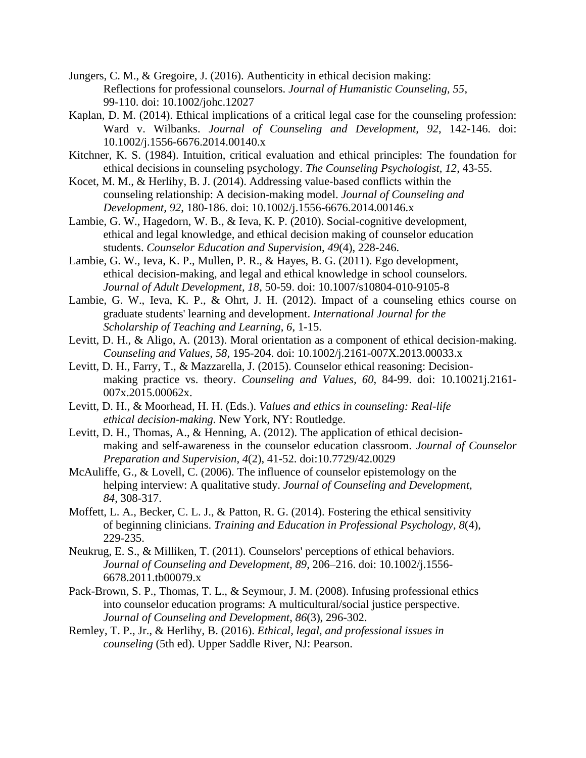Jungers, C. M., & Gregoire, J. (2016). Authenticity in ethical decision making: Reflections for professional counselors. *Journal of Humanistic Counseling, 55*, 99-110. doi: 10.1002/johc.12027

Kaplan, D. M. (2014). Ethical implications of a critical legal case for the counseling profession: Ward v. Wilbanks. *Journal of Counseling and Development, 92*, 142-146. doi: 10.1002/j.1556-6676.2014.00140.x

Kitchner, K. S. (1984). Intuition, critical evaluation and ethical principles: The foundation for ethical decisions in counseling psychology. *The Counseling Psychologist, 12*, 43-55.

Kocet, M. M., & Herlihy, B. J. (2014). Addressing value-based conflicts within the counseling relationship: A decision-making model. *Journal of Counseling and Development*, *92*, 180-186. doi: 10.1002/j.1556-6676.2014.00146.x

Lambie, G. W., Hagedorn, W. B., & Ieva, K. P. (2010). Social-cognitive development, ethical and legal knowledge, and ethical decision making of counselor education students. *Counselor Education and Supervision*, *49*(4), 228-246.

Lambie, G. W., Ieva, K. P., Mullen, P. R., & Hayes, B. G. (2011). Ego development, ethical decision-making, and legal and ethical knowledge in school counselors. *Journal of Adult Development, 18*, 50-59. doi: 10.1007/s10804-010-9105-8

Lambie, G. W., Ieva, K. P., & Ohrt, J. H. (2012). Impact of a counseling ethics course on graduate students' learning and development. *International Journal for the Scholarship of Teaching and Learning*, *6*, 1-15.

Levitt, D. H., & Aligo, A. (2013). Moral orientation as a component of ethical decision-making. *Counseling and Values, 58*, 195-204. doi: 10.1002/j.2161-007X.2013.00033.x

Levitt, D. H., Farry, T., & Mazzarella, J. (2015). Counselor ethical reasoning: Decision-making practice vs. theory. *Counseling and Values, 60*, 84-99. doi: 10.10021j.2161-007x.2015.00062x.

Levitt, D. H., & Moorhead, H. H. (Eds.). *Values and ethics in counseling: Real-life ethical decision-making.* New York, NY: Routledge.

Levitt, D. H., Thomas, A., & Henning, A. (2012). The application of ethical decision-making and self-awareness in the counselor education classroom. *Journal of Counselor Preparation and Supervision*, *4*(2), 41-52. doi:10.7729/42.0029

McAuliffe, G., & Lovell, C. (2006). The influence of counselor epistemology on the helping interview: A qualitative study. *Journal of Counseling and Development, 84*, 308-317.

Moffett, L. A., Becker, C. L. J., & Patton, R. G. (2014). Fostering the ethical sensitivity of beginning clinicians. *Training and Education in Professional Psychology*, *8*(4), 229-235.

Neukrug, E. S., & Milliken, T. (2011). Counselors' perceptions of ethical behaviors. *Journal of Counseling and Development, 89*, 206–216. doi: 10.1002/j.1556-6678.2011.tb00079.x

Pack-Brown, S. P., Thomas, T. L., & Seymour, J. M. (2008). Infusing professional ethics into counselor education programs: A multicultural/social justice perspective. *Journal of Counseling and Development*, *86*(3), 296-302.

Remley, T. P., Jr., & Herlihy, B. (2016). *Ethical, legal, and professional issues in counseling* (5th ed). Upper Saddle River, NJ: Pearson.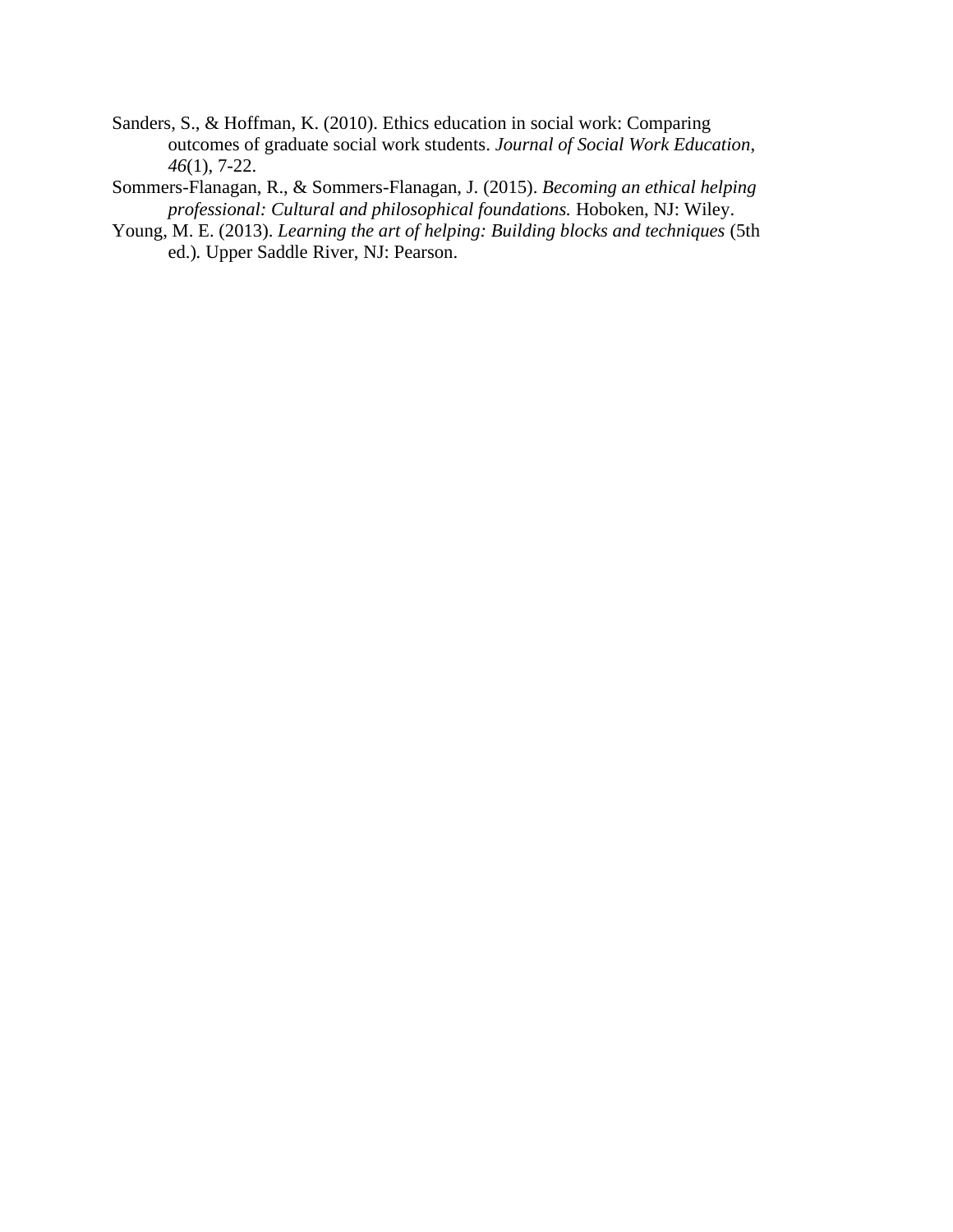Sanders, S., & Hoffman, K. (2010). Ethics education in social work: Comparing outcomes of graduate social work students. *Journal of Social Work Education*, *46*(1), 7-22.

Sommers-Flanagan, R., & Sommers-Flanagan, J. (2015). *Becoming an ethical helping professional: Cultural and philosophical foundations.* Hoboken, NJ: Wiley.

Young, M. E. (2013). *Learning the art of helping: Building blocks and techniques* (5th ed.). Upper Saddle River, NJ: Pearson.